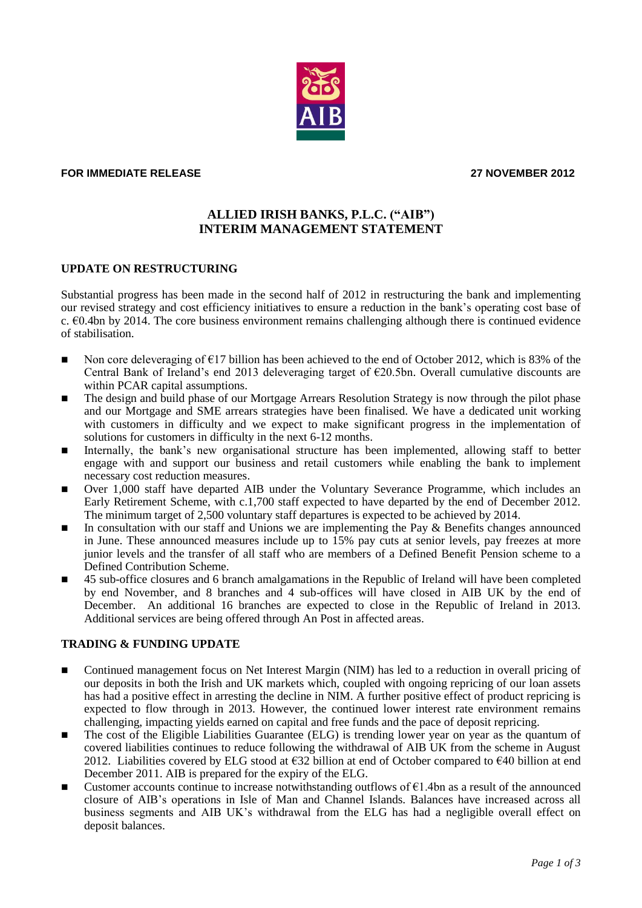**FOR IMMEDIATE RELEASE** **27 NOVEMBER 2012**

# ALLIED IRISH BANKS, P.L.C. ("AIB")
# INTERIM MANAGEMENT STATEMENT

## UPDATE ON RESTRUCTURING

Substantial progress has been made in the second half of 2012 in restructuring the bank and implementing our revised strategy and cost efficiency initiatives to ensure a reduction in the bank's operating cost base of c. €0.4bn by 2014. The core business environment remains challenging although there is continued evidence of stabilisation.

- Non core deleveraging of €17 billion has been achieved to the end of October 2012, which is 83% of the Central Bank of Ireland's end 2013 deleveraging target of €20.5bn. Overall cumulative discounts are within PCAR capital assumptions.
- The design and build phase of our Mortgage Arrears Resolution Strategy is now through the pilot phase and our Mortgage and SME arrears strategies have been finalised. We have a dedicated unit working with customers in difficulty and we expect to make significant progress in the implementation of solutions for customers in difficulty in the next 6-12 months.
- Internally, the bank's new organisational structure has been implemented, allowing staff to better engage with and support our business and retail customers while enabling the bank to implement necessary cost reduction measures.
- Over 1,000 staff have departed AIB under the Voluntary Severance Programme, which includes an Early Retirement Scheme, with c.1,700 staff expected to have departed by the end of December 2012. The minimum target of 2,500 voluntary staff departures is expected to be achieved by 2014.
- In consultation with our staff and Unions we are implementing the Pay & Benefits changes announced in June. These announced measures include up to 15% pay cuts at senior levels, pay freezes at more junior levels and the transfer of all staff who are members of a Defined Benefit Pension scheme to a Defined Contribution Scheme.
- 45 sub-office closures and 6 branch amalgamations in the Republic of Ireland will have been completed by end November, and 8 branches and 4 sub-offices will have closed in AIB UK by the end of December. An additional 16 branches are expected to close in the Republic of Ireland in 2013. Additional services are being offered through An Post in affected areas.

## TRADING & FUNDING UPDATE

- Continued management focus on Net Interest Margin (NIM) has led to a reduction in overall pricing of our deposits in both the Irish and UK markets which, coupled with ongoing repricing of our loan assets has had a positive effect in arresting the decline in NIM. A further positive effect of product repricing is expected to flow through in 2013. However, the continued lower interest rate environment remains challenging, impacting yields earned on capital and free funds and the pace of deposit repricing.
- The cost of the Eligible Liabilities Guarantee (ELG) is trending lower year on year as the quantum of covered liabilities continues to reduce following the withdrawal of AIB UK from the scheme in August 2012. Liabilities covered by ELG stood at €32 billion at end of October compared to €40 billion at end December 2011. AIB is prepared for the expiry of the ELG.
- Customer accounts continue to increase notwithstanding outflows of €1.4bn as a result of the announced closure of AIB's operations in Isle of Man and Channel Islands. Balances have increased across all business segments and AIB UK's withdrawal from the ELG has had a negligible overall effect on deposit balances.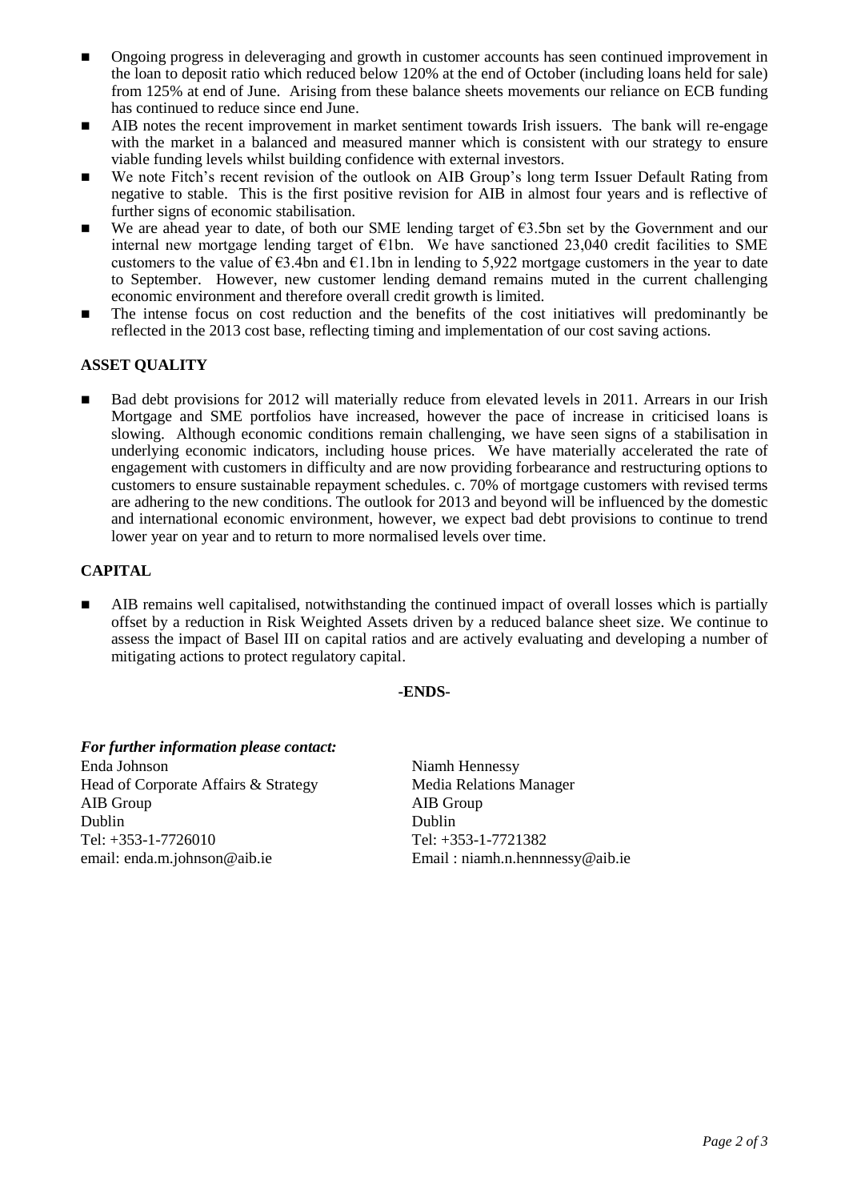- Ongoing progress in deleveraging and growth in customer accounts has seen continued improvement in the loan to deposit ratio which reduced below 120% at the end of October (including loans held for sale) from 125% at end of June. Arising from these balance sheets movements our reliance on ECB funding has continued to reduce since end June.
- AIB notes the recent improvement in market sentiment towards Irish issuers. The bank will re-engage with the market in a balanced and measured manner which is consistent with our strategy to ensure viable funding levels whilst building confidence with external investors.
- We note Fitch's recent revision of the outlook on AIB Group's long term Issuer Default Rating from negative to stable. This is the first positive revision for AIB in almost four years and is reflective of further signs of economic stabilisation.
- We are ahead year to date, of both our SME lending target of €3.5bn set by the Government and our internal new mortgage lending target of €1bn. We have sanctioned 23,040 credit facilities to SME customers to the value of €3.4bn and €1.1bn in lending to 5,922 mortgage customers in the year to date to September. However, new customer lending demand remains muted in the current challenging economic environment and therefore overall credit growth is limited.
- The intense focus on cost reduction and the benefits of the cost initiatives will predominantly be reflected in the 2013 cost base, reflecting timing and implementation of our cost saving actions.

**ASSET QUALITY**

- Bad debt provisions for 2012 will materially reduce from elevated levels in 2011. Arrears in our Irish Mortgage and SME portfolios have increased, however the pace of increase in criticised loans is slowing. Although economic conditions remain challenging, we have seen signs of a stabilisation in underlying economic indicators, including house prices. We have materially accelerated the rate of engagement with customers in difficulty and are now providing forbearance and restructuring options to customers to ensure sustainable repayment schedules. c. 70% of mortgage customers with revised terms are adhering to the new conditions. The outlook for 2013 and beyond will be influenced by the domestic and international economic environment, however, we expect bad debt provisions to continue to trend lower year on year and to return to more normalised levels over time.

**CAPITAL**

- AIB remains well capitalised, notwithstanding the continued impact of overall losses which is partially offset by a reduction in Risk Weighted Assets driven by a reduced balance sheet size. We continue to assess the impact of Basel III on capital ratios and are actively evaluating and developing a number of mitigating actions to protect regulatory capital.

**-ENDS-**

***For further information please contact:***

Enda Johnson
Head of Corporate Affairs & Strategy
AIB Group
Dublin
Tel: +353-1-7726010
email: enda.m.johnson@aib.ie

Niamh Hennessy
Media Relations Manager
AIB Group
Dublin
Tel: +353-1-7721382
Email : niamh.n.hennnessy@aib.ie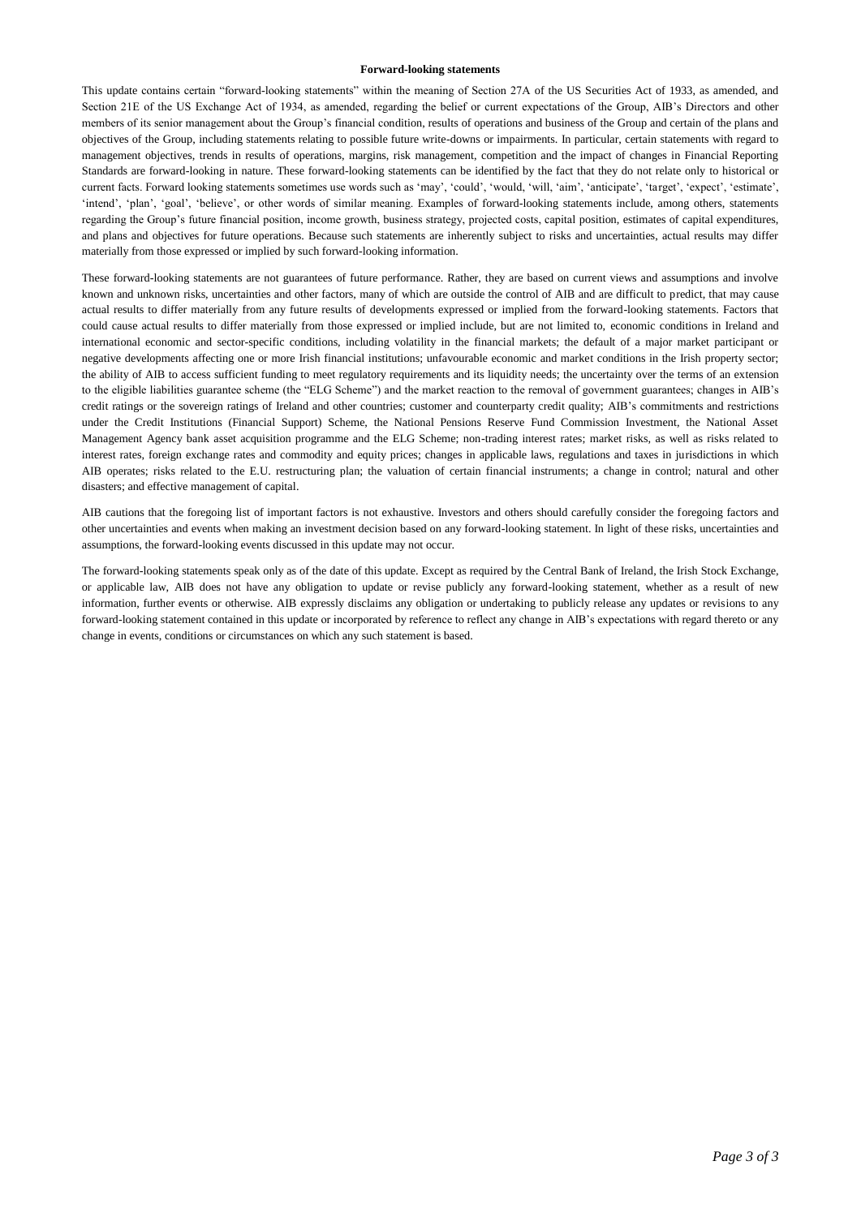**Forward-looking statements**

This update contains certain "forward-looking statements" within the meaning of Section 27A of the US Securities Act of 1933, as amended, and Section 21E of the US Exchange Act of 1934, as amended, regarding the belief or current expectations of the Group, AIB's Directors and other members of its senior management about the Group's financial condition, results of operations and business of the Group and certain of the plans and objectives of the Group, including statements relating to possible future write-downs or impairments. In particular, certain statements with regard to management objectives, trends in results of operations, margins, risk management, competition and the impact of changes in Financial Reporting Standards are forward-looking in nature. These forward-looking statements can be identified by the fact that they do not relate only to historical or current facts. Forward looking statements sometimes use words such as 'may', 'could', 'would, 'will, 'aim', 'anticipate', 'target', 'expect', 'estimate', 'intend', 'plan', 'goal', 'believe', or other words of similar meaning. Examples of forward-looking statements include, among others, statements regarding the Group's future financial position, income growth, business strategy, projected costs, capital position, estimates of capital expenditures, and plans and objectives for future operations. Because such statements are inherently subject to risks and uncertainties, actual results may differ materially from those expressed or implied by such forward-looking information.

These forward-looking statements are not guarantees of future performance. Rather, they are based on current views and assumptions and involve known and unknown risks, uncertainties and other factors, many of which are outside the control of AIB and are difficult to predict, that may cause actual results to differ materially from any future results of developments expressed or implied from the forward-looking statements. Factors that could cause actual results to differ materially from those expressed or implied include, but are not limited to, economic conditions in Ireland and international economic and sector-specific conditions, including volatility in the financial markets; the default of a major market participant or negative developments affecting one or more Irish financial institutions; unfavourable economic and market conditions in the Irish property sector; the ability of AIB to access sufficient funding to meet regulatory requirements and its liquidity needs; the uncertainty over the terms of an extension to the eligible liabilities guarantee scheme (the "ELG Scheme") and the market reaction to the removal of government guarantees; changes in AIB's credit ratings or the sovereign ratings of Ireland and other countries; customer and counterparty credit quality; AIB's commitments and restrictions under the Credit Institutions (Financial Support) Scheme, the National Pensions Reserve Fund Commission Investment, the National Asset Management Agency bank asset acquisition programme and the ELG Scheme; non-trading interest rates; market risks, as well as risks related to interest rates, foreign exchange rates and commodity and equity prices; changes in applicable laws, regulations and taxes in jurisdictions in which AIB operates; risks related to the E.U. restructuring plan; the valuation of certain financial instruments; a change in control; natural and other disasters; and effective management of capital.

AIB cautions that the foregoing list of important factors is not exhaustive. Investors and others should carefully consider the foregoing factors and other uncertainties and events when making an investment decision based on any forward-looking statement. In light of these risks, uncertainties and assumptions, the forward-looking events discussed in this update may not occur.

The forward-looking statements speak only as of the date of this update. Except as required by the Central Bank of Ireland, the Irish Stock Exchange, or applicable law, AIB does not have any obligation to update or revise publicly any forward-looking statement, whether as a result of new information, further events or otherwise. AIB expressly disclaims any obligation or undertaking to publicly release any updates or revisions to any forward-looking statement contained in this update or incorporated by reference to reflect any change in AIB's expectations with regard thereto or any change in events, conditions or circumstances on which any such statement is based.